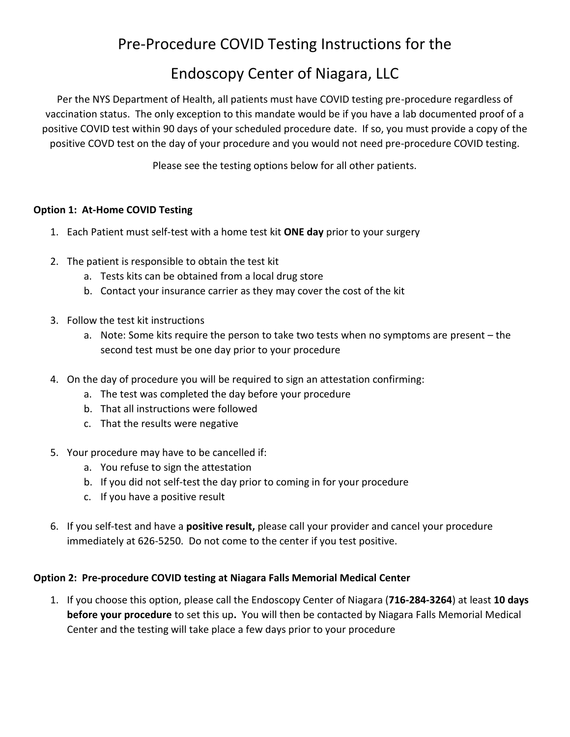# Pre-Procedure COVID Testing Instructions for the Endoscopy Center of Niagara, LLC

Per the NYS Department of Health, all patients must have COVID testing pre-procedure regardless of vaccination status. The only exception to this mandate would be if you have a lab documented proof of a positive COVID test within 90 days of your scheduled procedure date. If so, you must provide a copy of the positive COVD test on the day of your procedure and you would not need pre-procedure COVID testing.

Please see the testing options below for all other patients.

**Option 1: At-Home COVID Testing**

1. Each Patient must self-test with a home test kit **ONE day** prior to your surgery

2. The patient is responsible to obtain the test kit
   a. Tests kits can be obtained from a local drug store
   b. Contact your insurance carrier as they may cover the cost of the kit

3. Follow the test kit instructions
   a. Note: Some kits require the person to take two tests when no symptoms are present – the second test must be one day prior to your procedure

4. On the day of procedure you will be required to sign an attestation confirming:
   a. The test was completed the day before your procedure
   b. That all instructions were followed
   c. That the results were negative

5. Your procedure may have to be cancelled if:
   a. You refuse to sign the attestation
   b. If you did not self-test the day prior to coming in for your procedure
   c. If you have a positive result

6. If you self-test and have a **positive result,** please call your provider and cancel your procedure immediately at 626-5250. Do not come to the center if you test positive.

**Option 2: Pre-procedure COVID testing at Niagara Falls Memorial Medical Center**

1. If you choose this option, please call the Endoscopy Center of Niagara (**716-284-3264**) at least **10 days before your procedure** to set this up**.** You will then be contacted by Niagara Falls Memorial Medical Center and the testing will take place a few days prior to your procedure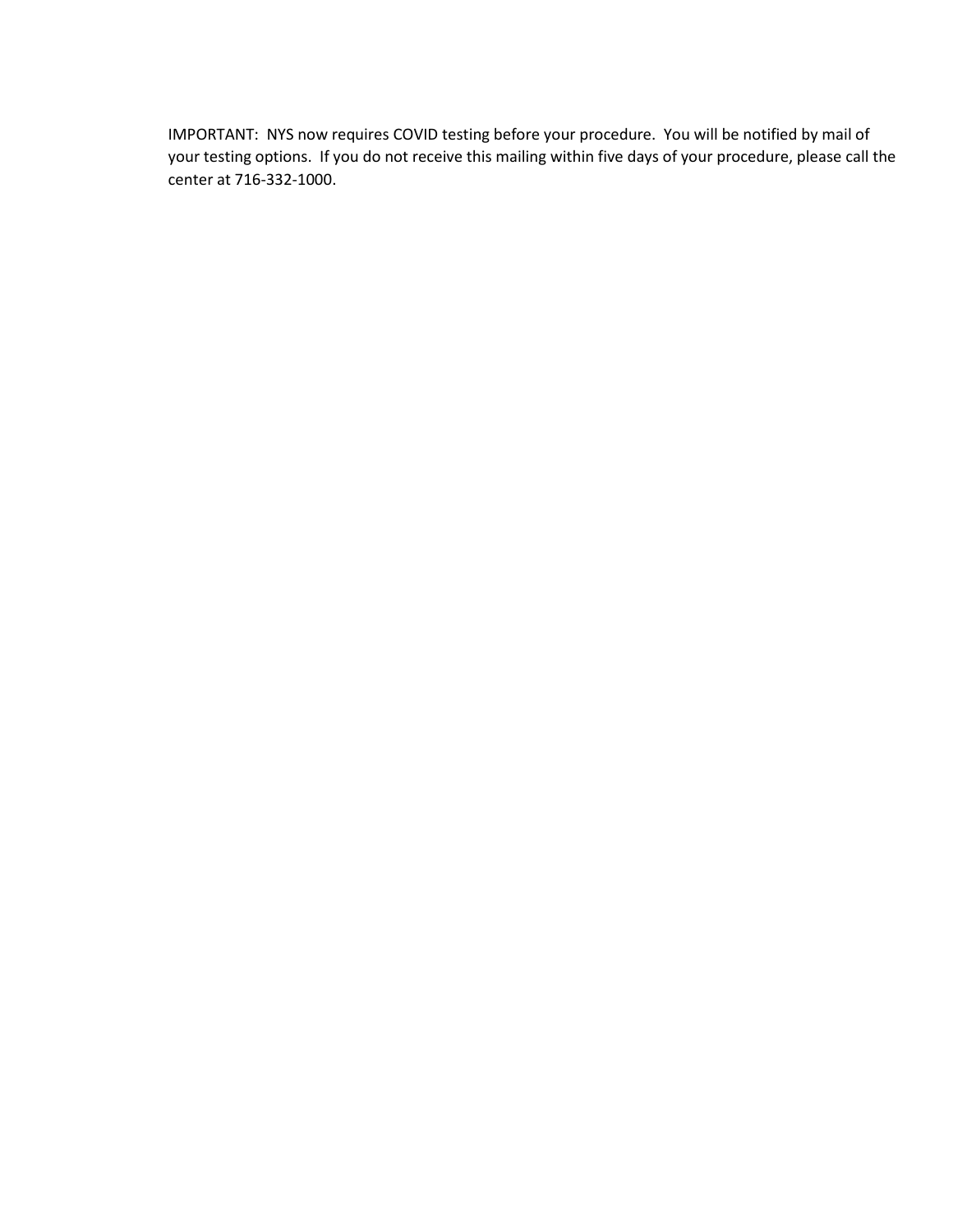IMPORTANT: NYS now requires COVID testing before your procedure. You will be notified by mail of your testing options. If you do not receive this mailing within five days of your procedure, please call the center at 716-332-1000.